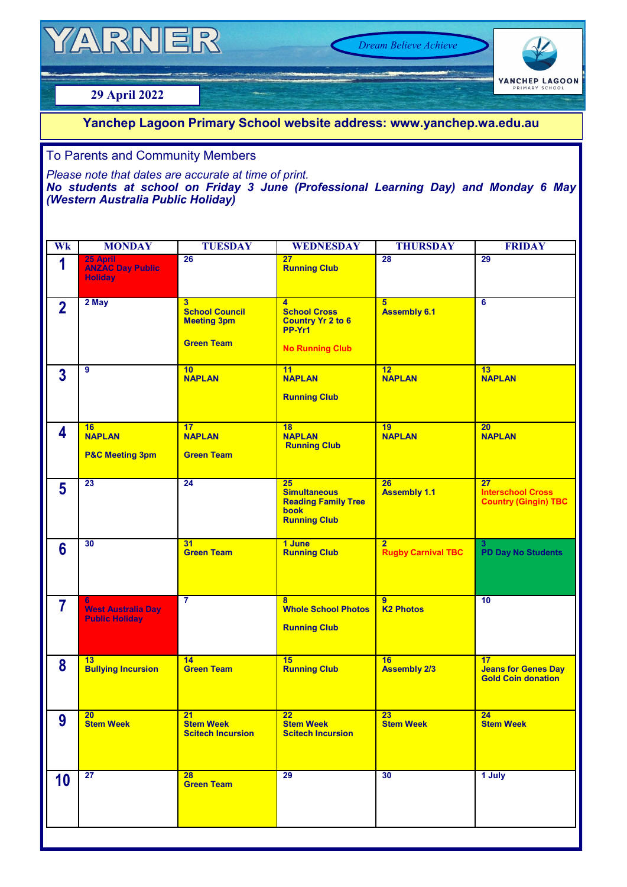# YARNER

*Dream Believe Achieve*

YANCHEP LAGOON PRIMARY SCHOOL

**29 April 2022**

**Yanchep Lagoon Primary School website address: www.yanchep.wa.edu.au**

## To Parents and Community Members

*Please note that dates are accurate at time of print.*
***No students at school on Friday 3 June (Professional Learning Day) and Monday 6 May (Western Australia Public Holiday)***

| Wk | MONDAY | TUESDAY | WEDNESDAY | THURSDAY | FRIDAY |
|---|---|---|---|---|---|
| 1 | 25 April **ANZAC Day Public Holiday** | 26 | 27 **Running Club** | 28 | 29 |
| 2 | 2 May | 3 **School Council Meeting 3pm** **Green Team** | 4 **School Cross Country Yr 2 to 6 PP-Yr1** **No Running Club** | 5 **Assembly 6.1** | 6 |
| 3 | 9 | 10 **NAPLAN** | 11 **NAPLAN** **Running Club** | 12 **NAPLAN** | 13 **NAPLAN** |
| 4 | 16 **NAPLAN** **P&C Meeting 3pm** | 17 **NAPLAN** **Green Team** | 18 **NAPLAN** **Running Club** | 19 **NAPLAN** | 20 **NAPLAN** |
| 5 | 23 | 24 | 25 **Simultaneous Reading Family Tree book** **Running Club** | 26 **Assembly 1.1** | 27 **Interschool Cross Country (Gingin) TBC** |
| 6 | 30 | 31 **Green Team** | 1 June **Running Club** | 2 **Rugby Carnival TBC** | 3 **PD Day No Students** |
| 7 | 6 **West Australia Day Public Holiday** | 7 | 8 **Whole School Photos** **Running Club** | 9 **K2 Photos** | 10 |
| 8 | 13 **Bullying Incursion** | 14 **Green Team** | 15 **Running Club** | 16 **Assembly 2/3** | 17 **Jeans for Genes Day Gold Coin donation** |
| 9 | 20 **Stem Week** | 21 **Stem Week** **Scitech Incursion** | 22 **Stem Week** **Scitech Incursion** | 23 **Stem Week** | 24 **Stem Week** |
| 10 | 27 | 28 **Green Team** | 29 | 30 | 1 July |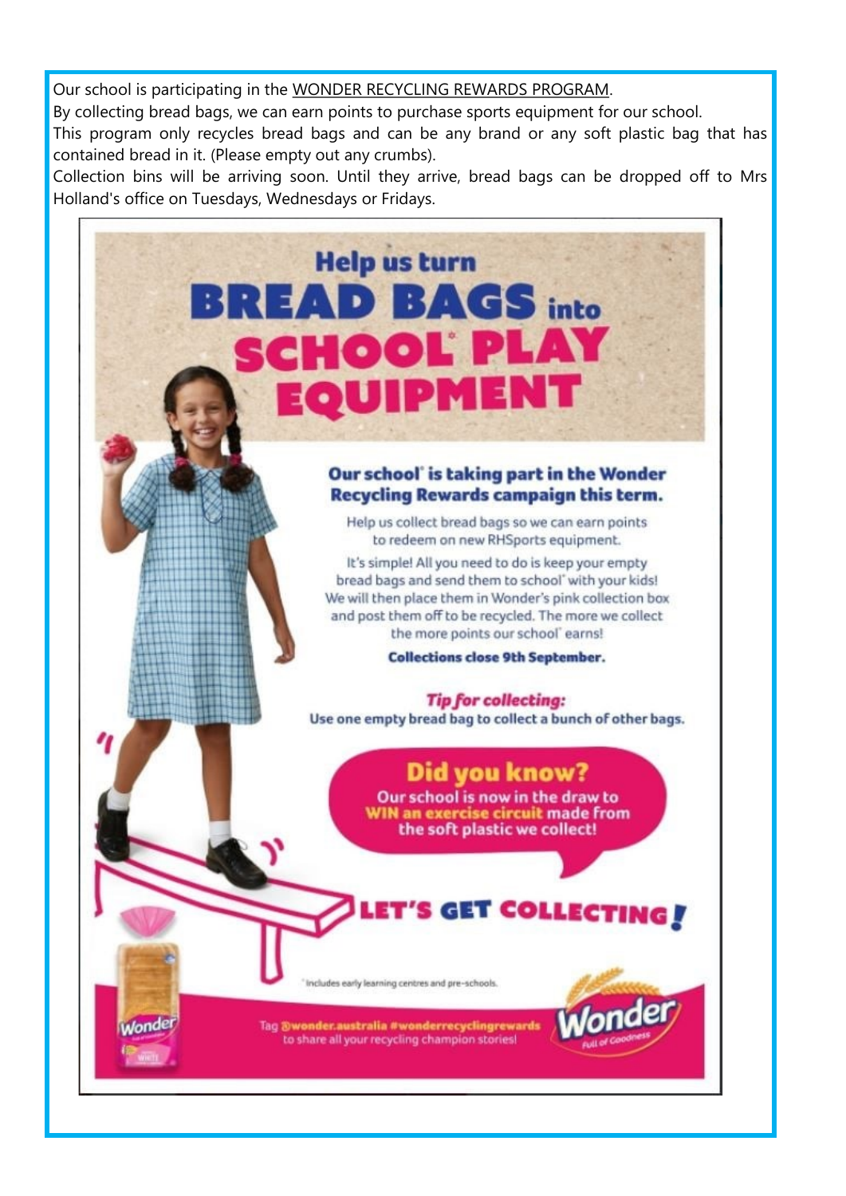Our school is participating in the WONDER RECYCLING REWARDS PROGRAM.

By collecting bread bags, we can earn points to purchase sports equipment for our school.

This program only recycles bread bags and can be any brand or any soft plastic bag that has contained bread in it. (Please empty out any crumbs).

Collection bins will be arriving soon. Until they arrive, bread bags can be dropped off to Mrs Holland's office on Tuesdays, Wednesdays or Fridays.

# Help us turn BREAD BAGS into SCHOOL* PLAY EQUIPMENT

**Our school* is taking part in the Wonder Recycling Rewards campaign this term.**

Help us collect bread bags so we can earn points to redeem on new RHSports equipment.

It's simple! All you need to do is keep your empty bread bags and send them to school* with your kids! We will then place them in Wonder's pink collection box and post them off to be recycled. The more we collect the more points our school* earns!

**Collections close 9th September.**

***Tip for collecting:***

Use one empty bread bag to collect a bunch of other bags.

**Did you know?**

**Our school is now in the draw to WIN an exercise circuit made from the soft plastic we collect!**

**LET'S GET COLLECTING!**

*Includes early learning centres and pre-schools.

Tag @wonder.australia #wonderrecyclingrewards to share all your recycling champion stories!